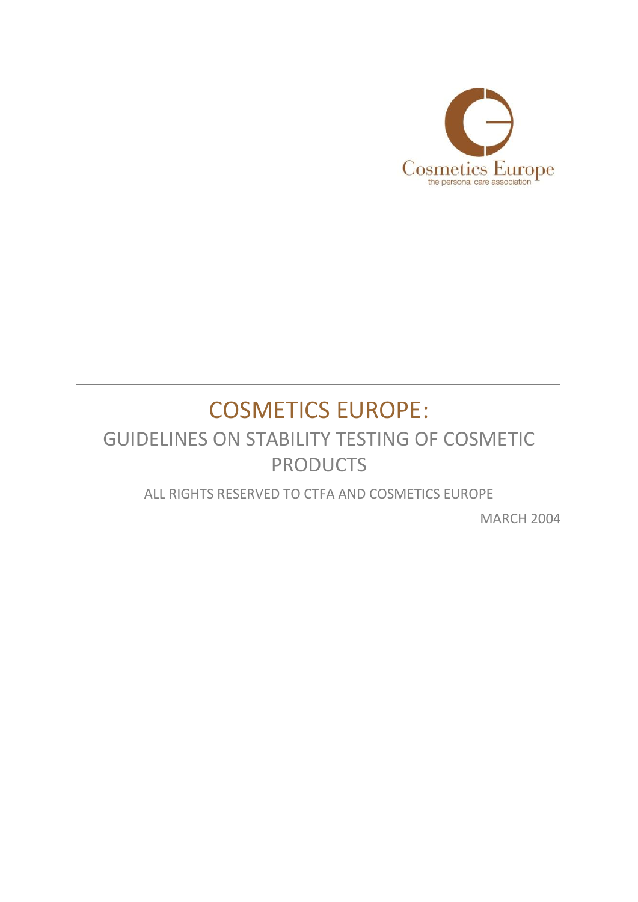Cosmetics Europe
the personal care association

# COSMETICS EUROPE:

## GUIDELINES ON STABILITY TESTING OF COSMETIC PRODUCTS

ALL RIGHTS RESERVED TO CTFA AND COSMETICS EUROPE

MARCH 2004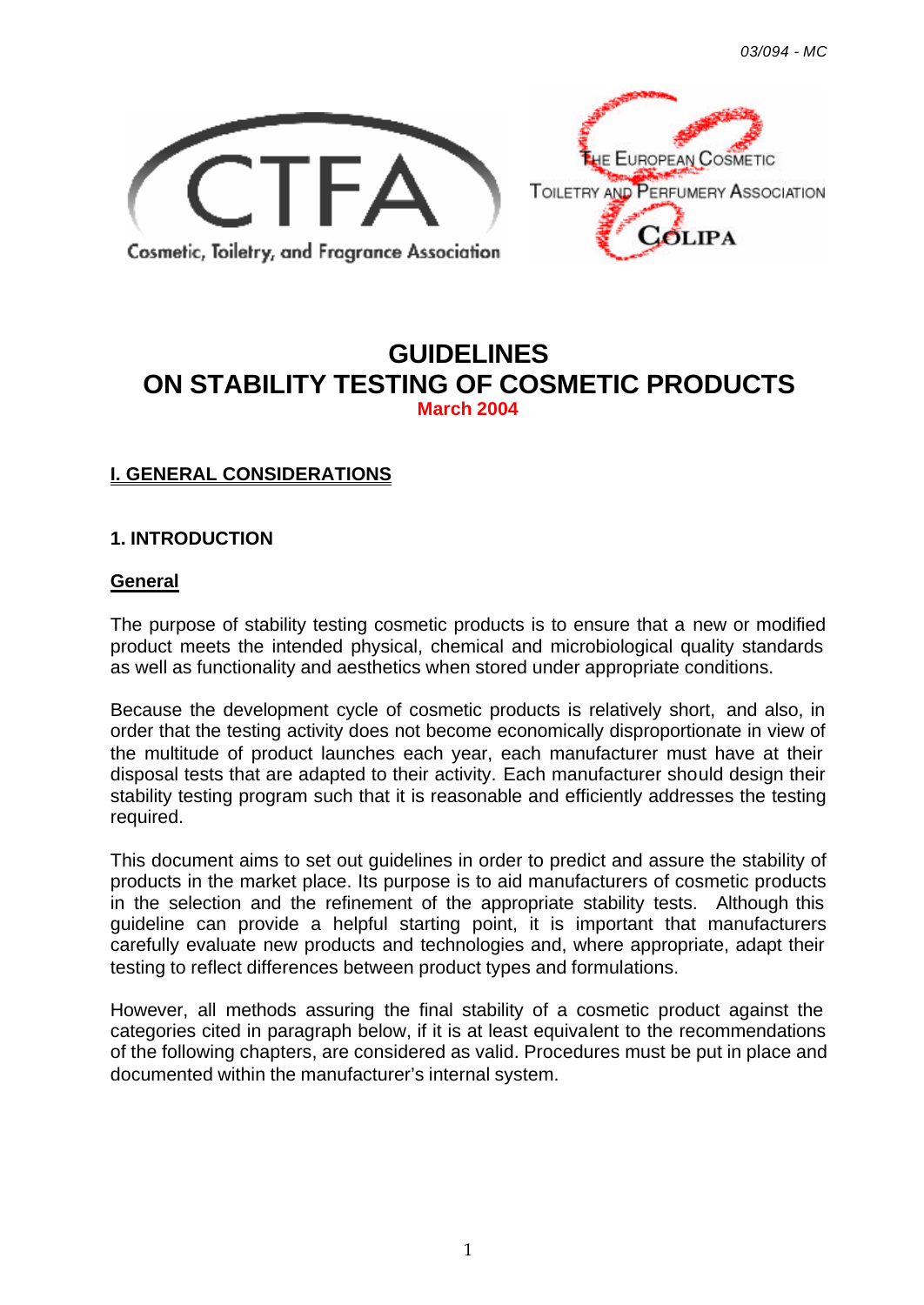# GUIDELINES
# ON STABILITY TESTING OF COSMETIC PRODUCTS

**March 2004**

## I. GENERAL CONSIDERATIONS

### 1. INTRODUCTION

#### General

The purpose of stability testing cosmetic products is to ensure that a new or modified product meets the intended physical, chemical and microbiological quality standards as well as functionality and aesthetics when stored under appropriate conditions.

Because the development cycle of cosmetic products is relatively short, and also, in order that the testing activity does not become economically disproportionate in view of the multitude of product launches each year, each manufacturer must have at their disposal tests that are adapted to their activity. Each manufacturer should design their stability testing program such that it is reasonable and efficiently addresses the testing required.

This document aims to set out guidelines in order to predict and assure the stability of products in the market place. Its purpose is to aid manufacturers of cosmetic products in the selection and the refinement of the appropriate stability tests. Although this guideline can provide a helpful starting point, it is important that manufacturers carefully evaluate new products and technologies and, where appropriate, adapt their testing to reflect differences between product types and formulations.

However, all methods assuring the final stability of a cosmetic product against the categories cited in paragraph below, if it is at least equivalent to the recommendations of the following chapters, are considered as valid. Procedures must be put in place and documented within the manufacturer's internal system.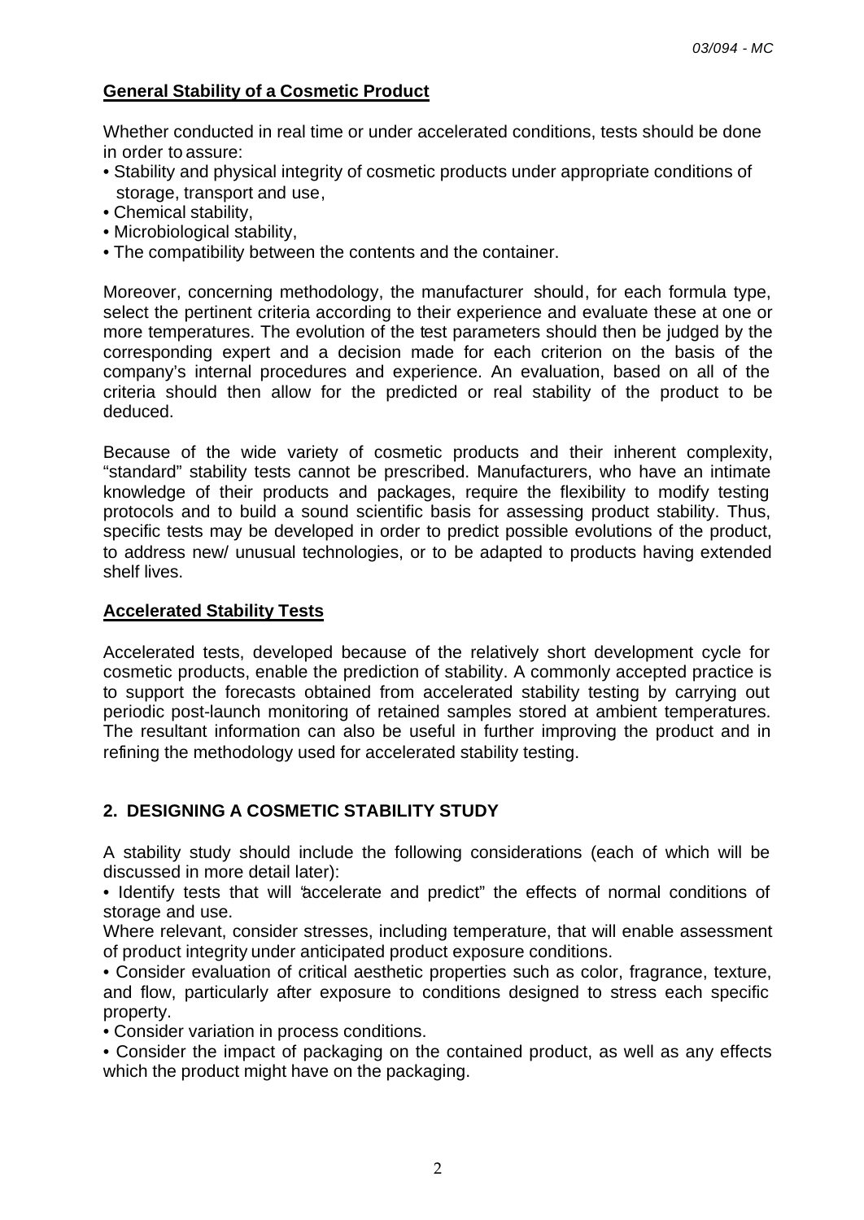**General Stability of a Cosmetic Product**

Whether conducted in real time or under accelerated conditions, tests should be done in order to assure:

- Stability and physical integrity of cosmetic products under appropriate conditions of storage, transport and use,
- Chemical stability,
- Microbiological stability,
- The compatibility between the contents and the container.

Moreover, concerning methodology, the manufacturer should, for each formula type, select the pertinent criteria according to their experience and evaluate these at one or more temperatures. The evolution of the test parameters should then be judged by the corresponding expert and a decision made for each criterion on the basis of the company's internal procedures and experience. An evaluation, based on all of the criteria should then allow for the predicted or real stability of the product to be deduced.

Because of the wide variety of cosmetic products and their inherent complexity, "standard" stability tests cannot be prescribed. Manufacturers, who have an intimate knowledge of their products and packages, require the flexibility to modify testing protocols and to build a sound scientific basis for assessing product stability. Thus, specific tests may be developed in order to predict possible evolutions of the product, to address new/ unusual technologies, or to be adapted to products having extended shelf lives.

**Accelerated Stability Tests**

Accelerated tests, developed because of the relatively short development cycle for cosmetic products, enable the prediction of stability. A commonly accepted practice is to support the forecasts obtained from accelerated stability testing by carrying out periodic post-launch monitoring of retained samples stored at ambient temperatures. The resultant information can also be useful in further improving the product and in refining the methodology used for accelerated stability testing.

## 2. DESIGNING A COSMETIC STABILITY STUDY

A stability study should include the following considerations (each of which will be discussed in more detail later):

- Identify tests that will "accelerate and predict" the effects of normal conditions of storage and use.

  Where relevant, consider stresses, including temperature, that will enable assessment of product integrity under anticipated product exposure conditions.
- Consider evaluation of critical aesthetic properties such as color, fragrance, texture, and flow, particularly after exposure to conditions designed to stress each specific property.
- Consider variation in process conditions.
- Consider the impact of packaging on the contained product, as well as any effects which the product might have on the packaging.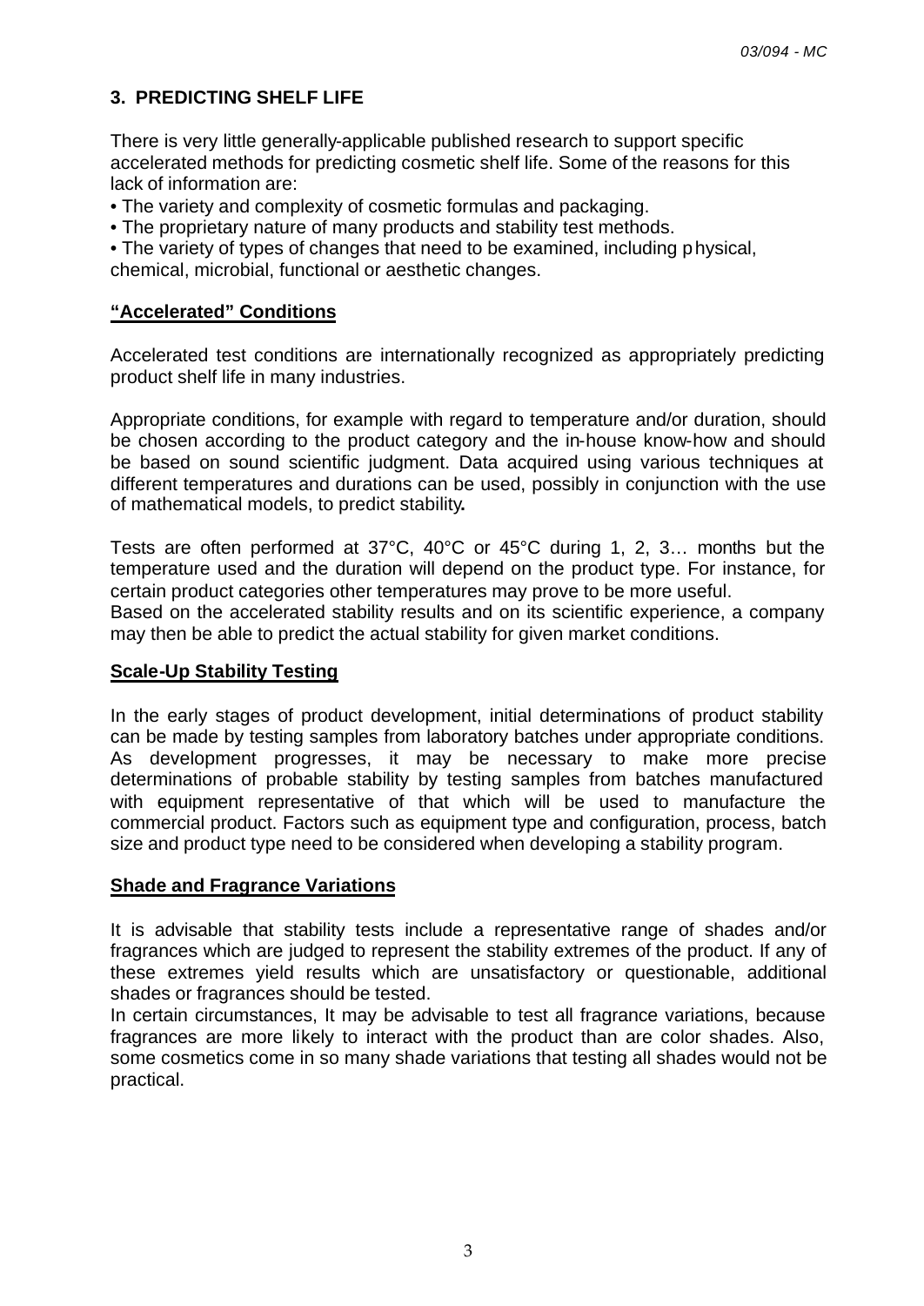## 3. PREDICTING SHELF LIFE

There is very little generally-applicable published research to support specific accelerated methods for predicting cosmetic shelf life. Some of the reasons for this lack of information are:

- The variety and complexity of cosmetic formulas and packaging.
- The proprietary nature of many products and stability test methods.
- The variety of types of changes that need to be examined, including physical, chemical, microbial, functional or aesthetic changes.

### "Accelerated" Conditions

Accelerated test conditions are internationally recognized as appropriately predicting product shelf life in many industries.

Appropriate conditions, for example with regard to temperature and/or duration, should be chosen according to the product category and the in-house know-how and should be based on sound scientific judgment. Data acquired using various techniques at different temperatures and durations can be used, possibly in conjunction with the use of mathematical models, to predict stability**.**

Tests are often performed at 37°C, 40°C or 45°C during 1, 2, 3… months but the temperature used and the duration will depend on the product type. For instance, for certain product categories other temperatures may prove to be more useful.
Based on the accelerated stability results and on its scientific experience, a company may then be able to predict the actual stability for given market conditions.

### Scale-Up Stability Testing

In the early stages of product development, initial determinations of product stability can be made by testing samples from laboratory batches under appropriate conditions. As development progresses, it may be necessary to make more precise determinations of probable stability by testing samples from batches manufactured with equipment representative of that which will be used to manufacture the commercial product. Factors such as equipment type and configuration, process, batch size and product type need to be considered when developing a stability program.

### Shade and Fragrance Variations

It is advisable that stability tests include a representative range of shades and/or fragrances which are judged to represent the stability extremes of the product. If any of these extremes yield results which are unsatisfactory or questionable, additional shades or fragrances should be tested.
In certain circumstances, It may be advisable to test all fragrance variations, because fragrances are more likely to interact with the product than are color shades. Also, some cosmetics come in so many shade variations that testing all shades would not be practical.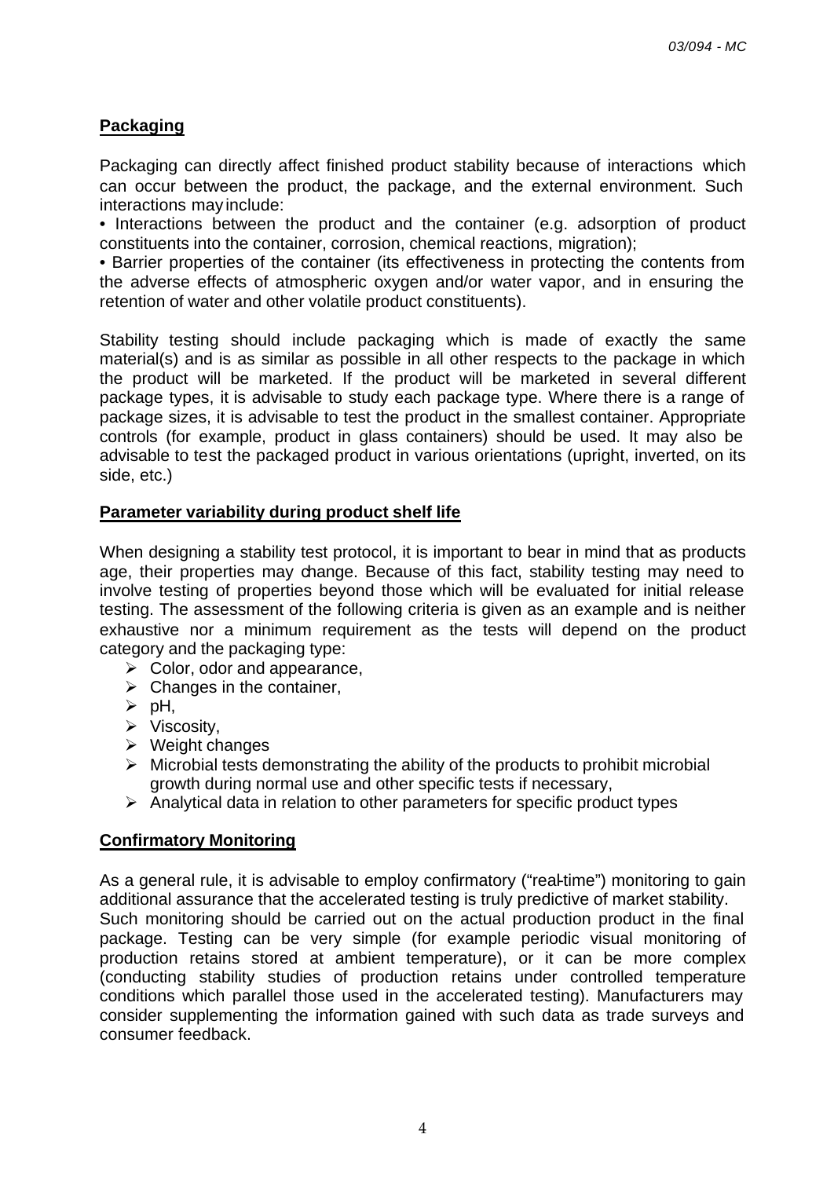## Packaging

Packaging can directly affect finished product stability because of interactions which can occur between the product, the package, and the external environment. Such interactions may include:

- Interactions between the product and the container (e.g. adsorption of product constituents into the container, corrosion, chemical reactions, migration);
- Barrier properties of the container (its effectiveness in protecting the contents from the adverse effects of atmospheric oxygen and/or water vapor, and in ensuring the retention of water and other volatile product constituents).

Stability testing should include packaging which is made of exactly the same material(s) and is as similar as possible in all other respects to the package in which the product will be marketed. If the product will be marketed in several different package types, it is advisable to study each package type. Where there is a range of package sizes, it is advisable to test the product in the smallest container. Appropriate controls (for example, product in glass containers) should be used. It may also be advisable to test the packaged product in various orientations (upright, inverted, on its side, etc.)

## Parameter variability during product shelf life

When designing a stability test protocol, it is important to bear in mind that as products age, their properties may change. Because of this fact, stability testing may need to involve testing of properties beyond those which will be evaluated for initial release testing. The assessment of the following criteria is given as an example and is neither exhaustive nor a minimum requirement as the tests will depend on the product category and the packaging type:

- Color, odor and appearance,
- Changes in the container,
- pH,
- Viscosity,
- Weight changes
- Microbial tests demonstrating the ability of the products to prohibit microbial growth during normal use and other specific tests if necessary,
- Analytical data in relation to other parameters for specific product types

## Confirmatory Monitoring

As a general rule, it is advisable to employ confirmatory ("real-time") monitoring to gain additional assurance that the accelerated testing is truly predictive of market stability.
Such monitoring should be carried out on the actual production product in the final package. Testing can be very simple (for example periodic visual monitoring of production retains stored at ambient temperature), or it can be more complex (conducting stability studies of production retains under controlled temperature conditions which parallel those used in the accelerated testing). Manufacturers may consider supplementing the information gained with such data as trade surveys and consumer feedback.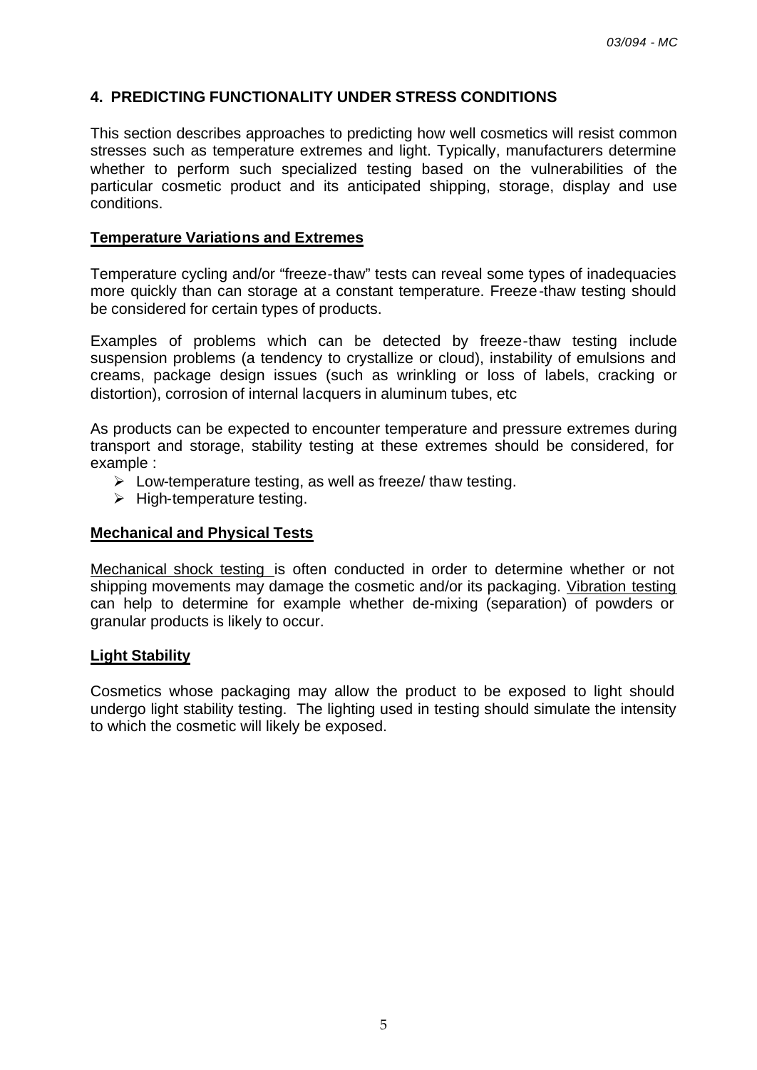## 4. PREDICTING FUNCTIONALITY UNDER STRESS CONDITIONS

This section describes approaches to predicting how well cosmetics will resist common stresses such as temperature extremes and light. Typically, manufacturers determine whether to perform such specialized testing based on the vulnerabilities of the particular cosmetic product and its anticipated shipping, storage, display and use conditions.

**Temperature Variations and Extremes**

Temperature cycling and/or "freeze-thaw" tests can reveal some types of inadequacies more quickly than can storage at a constant temperature. Freeze-thaw testing should be considered for certain types of products.

Examples of problems which can be detected by freeze-thaw testing include suspension problems (a tendency to crystallize or cloud), instability of emulsions and creams, package design issues (such as wrinkling or loss of labels, cracking or distortion), corrosion of internal lacquers in aluminum tubes, etc

As products can be expected to encounter temperature and pressure extremes during transport and storage, stability testing at these extremes should be considered, for example :

- Low-temperature testing, as well as freeze/ thaw testing.
- High-temperature testing.

**Mechanical and Physical Tests**

Mechanical shock testing is often conducted in order to determine whether or not shipping movements may damage the cosmetic and/or its packaging. Vibration testing can help to determine for example whether de-mixing (separation) of powders or granular products is likely to occur.

**Light Stability**

Cosmetics whose packaging may allow the product to be exposed to light should undergo light stability testing. The lighting used in testing should simulate the intensity to which the cosmetic will likely be exposed.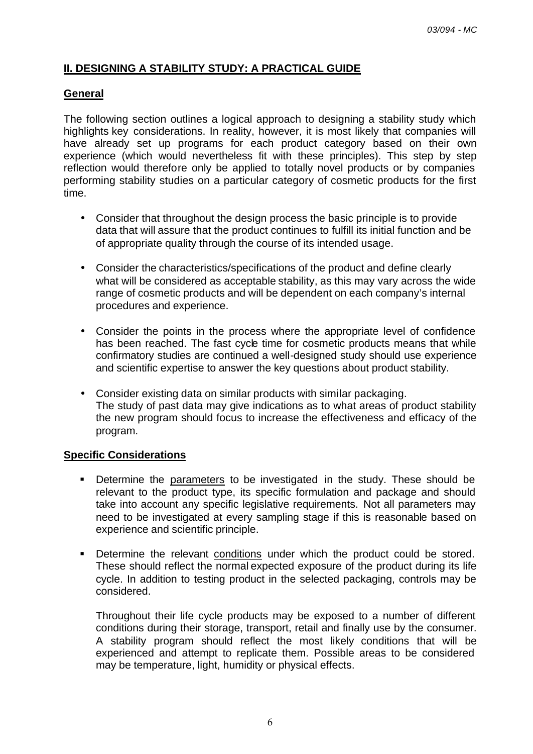## II. DESIGNING A STABILITY STUDY: A PRACTICAL GUIDE

### General

The following section outlines a logical approach to designing a stability study which highlights key considerations. In reality, however, it is most likely that companies will have already set up programs for each product category based on their own experience (which would nevertheless fit with these principles). This step by step reflection would therefore only be applied to totally novel products or by companies performing stability studies on a particular category of cosmetic products for the first time.

- Consider that throughout the design process the basic principle is to provide data that will assure that the product continues to fulfill its initial function and be of appropriate quality through the course of its intended usage.

- Consider the characteristics/specifications of the product and define clearly what will be considered as acceptable stability, as this may vary across the wide range of cosmetic products and will be dependent on each company's internal procedures and experience.

- Consider the points in the process where the appropriate level of confidence has been reached. The fast cycle time for cosmetic products means that while confirmatory studies are continued a well-designed study should use experience and scientific expertise to answer the key questions about product stability.

- Consider existing data on similar products with similar packaging.
  The study of past data may give indications as to what areas of product stability the new program should focus to increase the effectiveness and efficacy of the program.

### Specific Considerations

- Determine the parameters to be investigated in the study. These should be relevant to the product type, its specific formulation and package and should take into account any specific legislative requirements. Not all parameters may need to be investigated at every sampling stage if this is reasonable based on experience and scientific principle.

- Determine the relevant conditions under which the product could be stored. These should reflect the normal expected exposure of the product during its life cycle. In addition to testing product in the selected packaging, controls may be considered.

  Throughout their life cycle products may be exposed to a number of different conditions during their storage, transport, retail and finally use by the consumer. A stability program should reflect the most likely conditions that will be experienced and attempt to replicate them. Possible areas to be considered may be temperature, light, humidity or physical effects.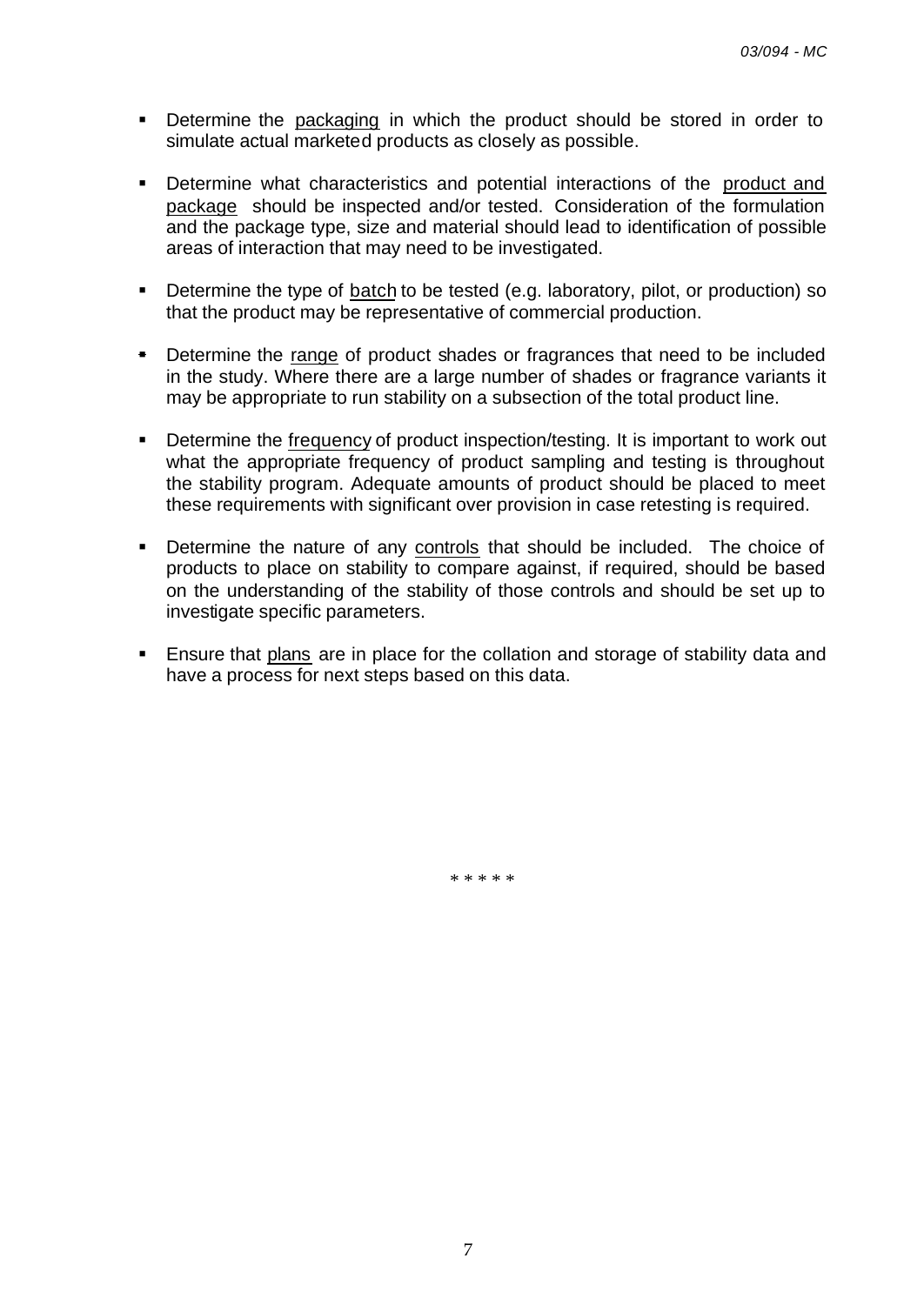- Determine the packaging in which the product should be stored in order to simulate actual marketed products as closely as possible.

- Determine what characteristics and potential interactions of the product and package should be inspected and/or tested. Consideration of the formulation and the package type, size and material should lead to identification of possible areas of interaction that may need to be investigated.

- Determine the type of batch to be tested (e.g. laboratory, pilot, or production) so that the product may be representative of commercial production.

- Determine the range of product shades or fragrances that need to be included in the study. Where there are a large number of shades or fragrance variants it may be appropriate to run stability on a subsection of the total product line.

- Determine the frequency of product inspection/testing. It is important to work out what the appropriate frequency of product sampling and testing is throughout the stability program. Adequate amounts of product should be placed to meet these requirements with significant over provision in case retesting is required.

- Determine the nature of any controls that should be included. The choice of products to place on stability to compare against, if required, should be based on the understanding of the stability of those controls and should be set up to investigate specific parameters.

- Ensure that plans are in place for the collation and storage of stability data and have a process for next steps based on this data.

\* \* \* \* \*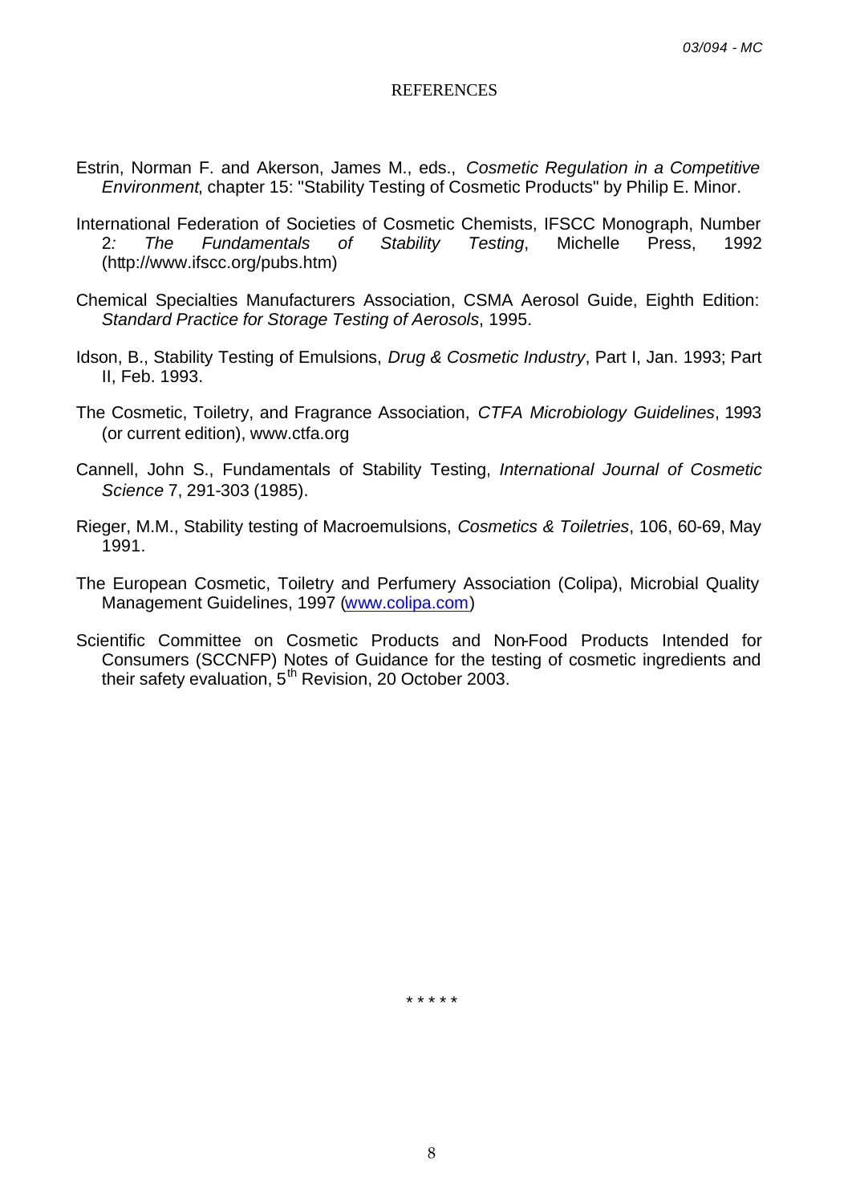# REFERENCES

Estrin, Norman F. and Akerson, James M., eds., *Cosmetic Regulation in a Competitive Environment*, chapter 15: "Stability Testing of Cosmetic Products" by Philip E. Minor.

International Federation of Societies of Cosmetic Chemists, IFSCC Monograph, Number 2*: The Fundamentals of Stability Testing*, Michelle Press, 1992 (http://www.ifscc.org/pubs.htm)

Chemical Specialties Manufacturers Association, CSMA Aerosol Guide, Eighth Edition: *Standard Practice for Storage Testing of Aerosols*, 1995.

Idson, B., Stability Testing of Emulsions, *Drug & Cosmetic Industry*, Part I, Jan. 1993; Part II, Feb. 1993.

The Cosmetic, Toiletry, and Fragrance Association, *CTFA Microbiology Guidelines*, 1993 (or current edition), www.ctfa.org

Cannell, John S., Fundamentals of Stability Testing, *International Journal of Cosmetic Science* 7, 291-303 (1985).

Rieger, M.M., Stability testing of Macroemulsions, *Cosmetics & Toiletries*, 106, 60-69, May 1991.

The European Cosmetic, Toiletry and Perfumery Association (Colipa), Microbial Quality Management Guidelines, 1997 (www.colipa.com)

Scientific Committee on Cosmetic Products and Non-Food Products Intended for Consumers (SCCNFP) Notes of Guidance for the testing of cosmetic ingredients and their safety evaluation, 5th Revision, 20 October 2003.

\* \* \* \* \*